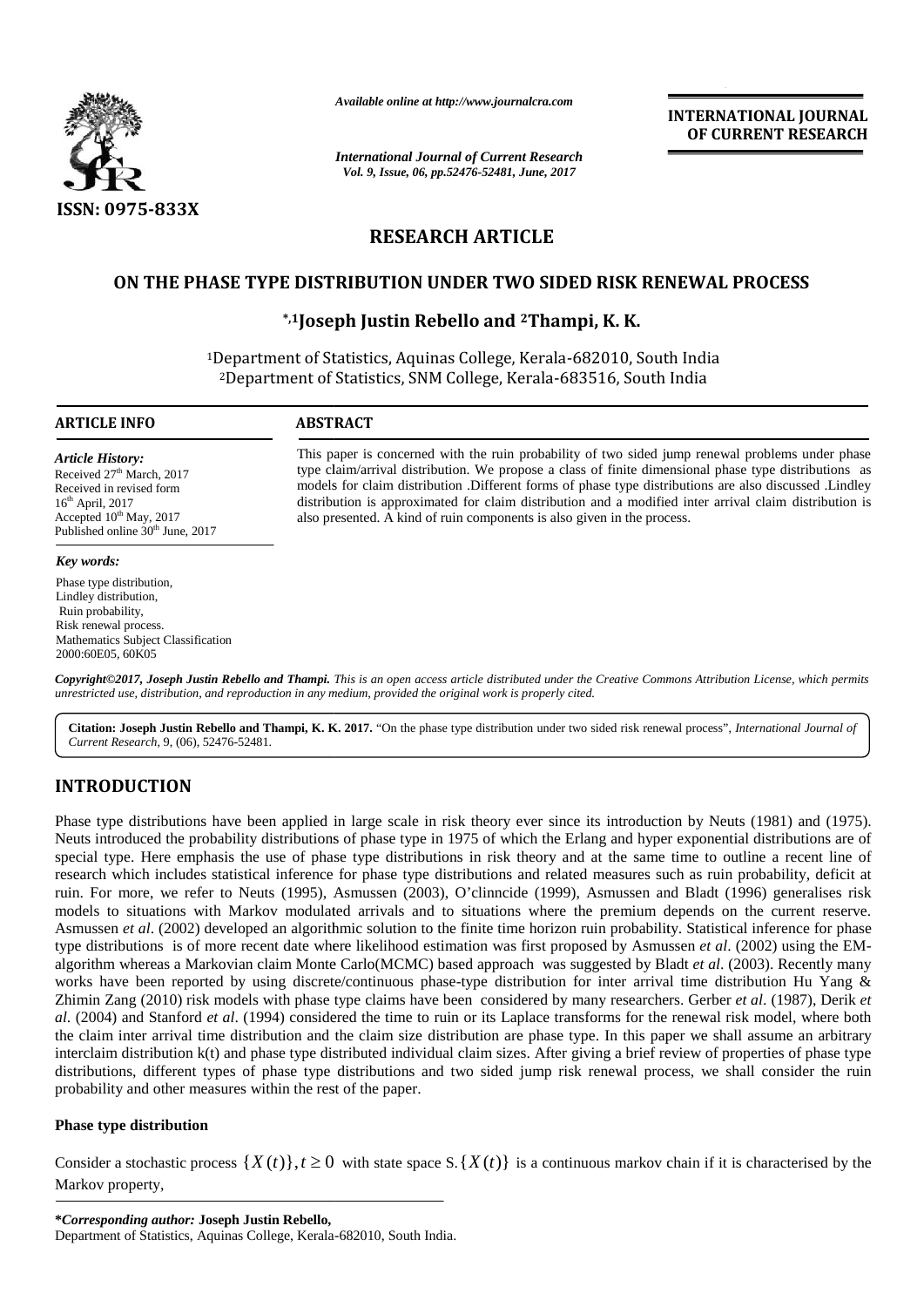*Available online at http://www.journalcra.com*

**INTERNATIONAL JOURNAL OF CURRENT RESEARCH**

*International Journal of Current Research*
*Vol. 9, Issue, 06, pp.52476-52481, June, 2017*

ISSN: 0975-833X

## RESEARCH ARTICLE

# ON THE PHASE TYPE DISTRIBUTION UNDER TWO SIDED RISK RENEWAL PROCESS

**[*,1]Joseph Justin Rebello and [2]Thampi, K. K.**

[1]Department of Statistics, Aquinas College, Kerala-682010, South India
[2]Department of Statistics, SNM College, Kerala-683516, South India

**ARTICLE INFO**

*Article History:*
Received 27th March, 2017
Received in revised form
16th April, 2017
Accepted 10th May, 2017
Published online 30th June, 2017

*Key words:*
Phase type distribution,
Lindley distribution,
Ruin probability,
Risk renewal process.
Mathematics Subject Classification
2000:60E05, 60K05

**ABSTRACT**

This paper is concerned with the ruin probability of two sided jump renewal problems under phase type claim/arrival distribution. We propose a class of finite dimensional phase type distributions as models for claim distribution .Different forms of phase type distributions are also discussed .Lindley distribution is approximated for claim distribution and a modified inter arrival claim distribution is also presented. A kind of ruin components is also given in the process.

***Copyright©2017, Joseph Justin Rebello and Thampi.*** *This is an open access article distributed under the Creative Commons Attribution License, which permits unrestricted use, distribution, and reproduction in any medium, provided the original work is properly cited.*

**Citation: Joseph Justin Rebello and Thampi, K. K. 2017.** "On the phase type distribution under two sided risk renewal process", *International Journal of Current Research*, 9, (06), 52476-52481.

## INTRODUCTION

Phase type distributions have been applied in large scale in risk theory ever since its introduction by Neuts (1981) and (1975). Neuts introduced the probability distributions of phase type in 1975 of which the Erlang and hyper exponential distributions are of special type. Here emphasis the use of phase type distributions in risk theory and at the same time to outline a recent line of research which includes statistical inference for phase type distributions and related measures such as ruin probability, deficit at ruin. For more, we refer to Neuts (1995), Asmussen (2003), O'clinncide (1999), Asmussen and Bladt (1996) generalises risk models to situations with Markov modulated arrivals and to situations where the premium depends on the current reserve. Asmussen *et al*. (2002) developed an algorithmic solution to the finite time horizon ruin probability. Statistical inference for phase type distributions is of more recent date where likelihood estimation was first proposed by Asmussen *et al*. (2002) using the EM-algorithm whereas a Markovian claim Monte Carlo(MCMC) based approach was suggested by Bladt *et al*. (2003). Recently many works have been reported by using discrete/continuous phase-type distribution for inter arrival time distribution Hu Yang & Zhimin Zang (2010) risk models with phase type claims have been considered by many researchers. Gerber *et al*. (1987), Derik *et al*. (2004) and Stanford *et al*. (1994) considered the time to ruin or its Laplace transforms for the renewal risk model, where both the claim inter arrival time distribution and the claim size distribution are phase type. In this paper we shall assume an arbitrary interclaim distribution k(t) and phase type distributed individual claim sizes. After giving a brief review of properties of phase type distributions, different types of phase type distributions and two sided jump risk renewal process, we shall consider the ruin probability and other measures within the rest of the paper.

### Phase type distribution

Consider a stochastic process $\{X(t)\}, t \geq 0$ with state space S. $\{X(t)\}$ is a continuous markov chain if it is characterised by the Markov property,

***Corresponding author:** **Joseph Justin Rebello,**
Department of Statistics, Aquinas College, Kerala-682010, South India.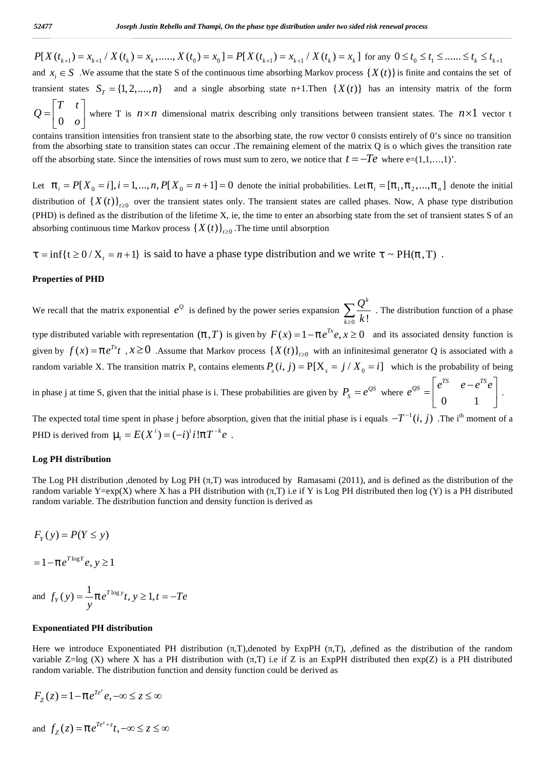$P[X(t_{k+1}) = x_{k+1} / X(t_k) = x_k, ....., X(t_0) = x_0] = P[X(t_{k+1}) = x_{k+1} / X(t_k) = x_k]$ for any $0 \le t_0 \le t_1 \le ...... \le t_k \le t_{k+1}$ and $x_i \in S$ .We assume that the state S of the continuous time absorbing Markov process $\{X(t)\}$ is finite and contains the set of transient states $S_T = \{1, 2, ...., n\}$ and a single absorbing state n+1.Then $\{X(t)\}$ has an intensity matrix of the form $Q = \begin{bmatrix} T & t \\ 0 & o \end{bmatrix}$ where T is $n \times n$ dimensional matrix describing only transitions between transient states. The $n \times 1$ vector t contains transition intensities fron transient state to the absorbing state, the row vector 0 consists entirely of 0's since no transition from the absorbing state to transition states can occur .The remaining element of the matrix Q is o which gives the transition rate off the absorbing state. Since the intensities of rows must sum to zero, we notice that $t = -Te$ where e=(1,1,…,1)'.

Let $\pi_i = P[X_0 = i], i = 1, ..., n, P[X_0 = n+1] = 0$ denote the initial probabilities. Let $\pi_i = [\pi_1, \pi_2, ..., \pi_n]$ denote the initial distribution of $\{X(t)\}_{t \ge 0}$ over the transient states only. The transient states are called phases. Now, A phase type distribution (PHD) is defined as the distribution of the lifetime X, ie, the time to enter an absorbing state from the set of transient states S of an absorbing continuous time Markov process $\{X(t)\}_{t \ge 0}$ .The time until absorption

$\tau = \inf\{t \ge 0 / X_t = n+1\}$ is said to have a phase type distribution and we write $\tau \sim PH(\pi, T)$ .

**Properties of PHD**

We recall that the matrix exponential $e^Q$ is defined by the power series expansion $\sum_{k \ge 0} \frac{Q^k}{k!}$ . The distribution function of a phase type distributed variable with representation $(\pi, T)$ is given by $F(x) = 1 - \pi e^{Tx} e, x \ge 0$ and its associated density function is given by $f(x) = \pi e^{Tx} t$ , $x \ge 0$ .Assume that Markov process $\{X(t)\}_{t \ge 0}$ with an infinitesimal generator Q is associated with a random variable X. The transition matrix $P_s$ contains elements $P_s(i, j) = P[X_s = j / X_0 = i]$ which is the probability of being in phase j at time S, given that the initial phase is i. These probabilities are given by $P_S = e^{QS}$ where $e^{QS} = \begin{bmatrix} e^{TS} & e - e^{TS} e \\ 0 & 1 \end{bmatrix}$ .

The expected total time spent in phase j before absorption, given that the initial phase is i equals $-T^{-1}(i, j)$ .The i[th] moment of a PHD is derived from $\mu_i = E(X^i) = (-i)^i i! \pi T^{-k} e$ .

**Log PH distribution**

The Log PH distribution ,denoted by Log PH (π,T) was introduced by Ramasami (2011), and is defined as the distribution of the random variable Y=exp(X) where X has a PH distribution with (π,T) i.e if Y is Log PH distributed then log (Y) is a PH distributed random variable. The distribution function and density function is derived as

$$F_Y(y) = P(Y \le y)$$

$$= 1 - \pi e^{T \log Y} e, y \ge 1$$

and $$f_Y(y) = \frac{1}{y} \pi e^{T \log y} t, y \ge 1, t = -Te$$

**Exponentiated PH distribution**

Here we introduce Exponentiated PH distribution (π,T),denoted by ExpPH (π,T), ,defined as the distribution of the random variable Z=log (X) where X has a PH distribution with (π,T) i.e if Z is an ExpPH distributed then exp(Z) is a PH distributed random variable. The distribution function and density function could be derived as

$$F_Z(z) = 1 - \pi e^{Te^z} e, -\infty \le z \le \infty$$

and $$f_Z(z) = \pi e^{Te^z + z} t, -\infty \le z \le \infty$$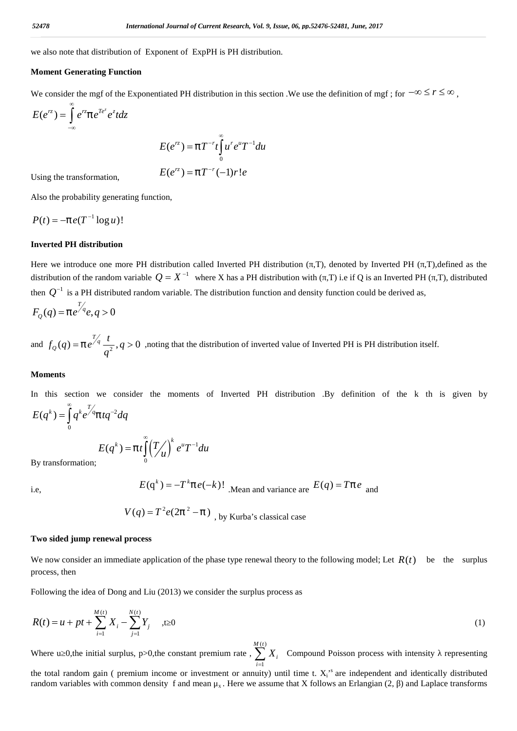we also note that distribution of Exponent of ExpPH is PH distribution.

**Moment Generating Function**

We consider the mgf of the Exponentiated PH distribution in this section .We use the definition of mgf ; for $-\infty \leq r \leq \infty$ ,

$$E(e^{rz}) = \int_{-\infty}^{\infty} e^{rz} \pi e^{Te^z} e^z t dz$$

$$E(e^{rz}) = \pi T^{-r} t \int_{0}^{\infty} u^r e^u T^{-1} du$$

Using the transformation,

$$E(e^{rz}) = \pi T^{-r} (-1) r! e$$

Also the probability generating function,

$$P(t) = -\pi e (T^{-1} \log u)!$$

**Inverted PH distribution**

Here we introduce one more PH distribution called Inverted PH distribution (π,T), denoted by Inverted PH (π,T),defined as the distribution of the random variable $Q = X^{-1}$ where X has a PH distribution with (π,T) i.e if Q is an Inverted PH (π,T), distributed then $Q^{-1}$ is a PH distributed random variable. The distribution function and density function could be derived as,

$$F_Q(q) = \pi e^{T/q} e, q > 0$$

and $f_Q(q) = \pi e^{T/q} \frac{t}{q^2}, q > 0$ ,noting that the distribution of inverted value of Inverted PH is PH distribution itself.

**Moments**

In this section we consider the moments of Inverted PH distribution .By definition of the k th is given by

$$E(q^k) = \int_{0}^{\infty} q^k e^{T/q} \pi t q^{-2} dq$$

$$E(q^k) = \pi t \int_{0}^{\infty} \left(T/u\right)^k e^u T^{-1} du$$

By transformation;

i.e, $E(q^k) = -T^k \pi e(-k)!$ .Mean and variance are $E(q) = T\pi e$ and

$V(q) = T^2 e(2\pi^2 - \pi)$ , by Kurba's classical case

**Two sided jump renewal process**

We now consider an immediate application of the phase type renewal theory to the following model; Let $R(t)$ be the surplus process, then

Following the idea of Dong and Liu (2013) we consider the surplus process as

$$R(t) = u + pt + \sum_{i=1}^{M(t)} X_i - \sum_{j=1}^{N(t)} Y_j \quad ,t \geq 0 \tag{1}$$

Where u≥0,the initial surplus, p>0,the constant premium rate , $\sum_{i=1}^{M(t)} X_i$ Compound Poisson process with intensity λ representing the total random gain ( premium income or investment or annuity) until time t. $X_i$'s are independent and identically distributed random variables with common density f and mean $\mu_x$. Here we assume that X follows an Erlangian (2, β) and Laplace transforms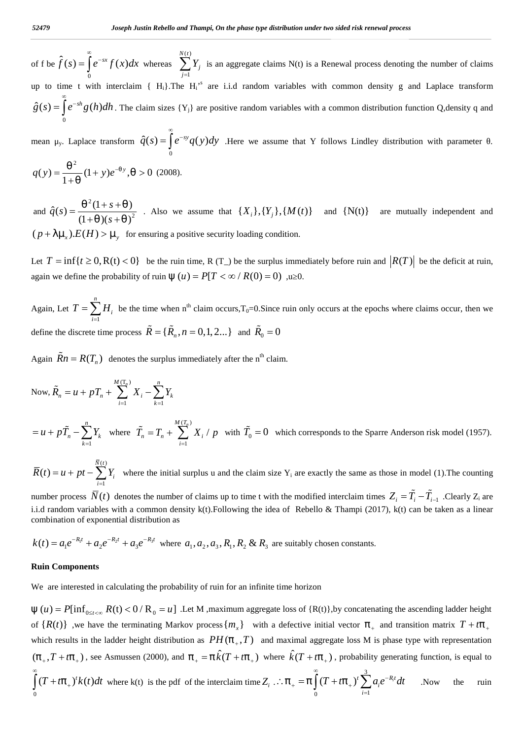of f be $\hat{f}(s) = \int_0^\infty e^{-sx} f(x)dx$ whereas $\sum_{j=1}^{N(t)} Y_j$ is an aggregate claims N(t) is a Renewal process denoting the number of claims up to time t with interclaim { $H_i$}.The $H_i$'s are i.i.d random variables with common density g and Laplace transform $\hat{g}(s) = \int_0^\infty e^{-sh} g(h)dh$. The claim sizes {$Y_j$} are positive random variables with a common distribution function Q,density q and mean $\mu_y$. Laplace transform $\hat{q}(s) = \int_0^\infty e^{-sy} q(y)dy$ .Here we assume that Y follows Lindley distribution with parameter θ. $q(y) = \frac{\theta^2}{1+\theta}(1+y)e^{-\theta y}, \theta > 0$ (2008).

and $\hat{q}(s) = \frac{\theta^2(1+s+\theta)}{(1+\theta)(s+\theta)^2}$ . Also we assume that $\{X_i\},\{Y_j\},\{M(t)\}$ and {N(t)} are mutually independent and $(p+\lambda\mu_x).E(H) > \mu_y$ for ensuring a positive security loading condition.

Let $T = \inf\{t \geq 0, R(t) < 0\}$ be the ruin time, R (T_) be the surplus immediately before ruin and $|R(T)|$ be the deficit at ruin, again we define the probability of ruin $\psi(u) = P[T < \infty / R(0) = 0)$ ,u≥0.

Again, Let $T = \sum_{i=1}^{n} H_i$ be the time when n[th] claim occurs,$T_0$=0.Since ruin only occurs at the epochs where claims occur, then we define the discrete time process $\tilde{R} = \{\tilde{R}_n, n = 0,1,2...\}$ and $\tilde{R}_0 = 0$

Again $\tilde{R}n = R(T_n)$ denotes the surplus immediately after the n[th] claim.

Now, $\tilde{R}_n = u + pT_n + \sum_{i=1}^{M(T_n)} X_i - \sum_{k=1}^{n} Y_k$

$= u + p\tilde{T}_n - \sum_{k=1}^{n} Y_k$ where $\tilde{T}_n = T_n + \sum_{i=1}^{M(T_n)} X_i / p$ with $\tilde{T}_0 = 0$ which corresponds to the Sparre Anderson risk model (1957).

$\bar{R}(t) = u + pt - \sum_{i=1}^{\bar{N}(t)} Y_i$ where the initial surplus u and the claim size $Y_i$ are exactly the same as those in model (1).The counting number process $\bar{N}(t)$ denotes the number of claims up to time t with the modified interclaim times $Z_i = \tilde{T}_i - \tilde{T}_{i-1}$ .Clearly $Z_i$ are i.i.d random variables with a common density k(t).Following the idea of Rebello & Thampi (2017), k(t) can be taken as a linear combination of exponential distribution as

$k(t) = a_1 e^{-R_1 t} + a_2 e^{-R_2 t} + a_3 e^{-R_3 t}$ where $a_1, a_2, a_3, R_1, R_2$ & $R_3$ are suitably chosen constants.

**Ruin Components**

We are interested in calculating the probability of ruin for an infinite time horizon

$\psi(u) = P[\inf_{0 \leq t < \infty} R(t) < 0 / R_0 = u]$ .Let M ,maximum aggregate loss of {R(t)},by concatenating the ascending ladder height of $\{R(t)\}$ ,we have the terminating Markov process$\{m_x\}$ with a defective initial vector $\pi_+$ and transition matrix $T + t\pi_+$ which results in the ladder height distribution as $PH(\pi_+, T)$ and maximal aggregate loss M is phase type with representation $(\pi_+, T + t\pi_+)$, see Asmussen (2000), and $\pi_+ = \pi\hat{k}(T + t\pi_+)$ where $\hat{k}(T + t\pi_+)$, probability generating function, is equal to $\int_0^\infty (T + t\pi_+)^t k(t)dt$ where k(t) is the pdf of the interclaim time $Z_i$ $\therefore \pi_+ = \pi\int_0^\infty (T + t\pi_+)^t \sum_{i=1}^{3} a_i e^{-R_i t} dt$ .Now the ruin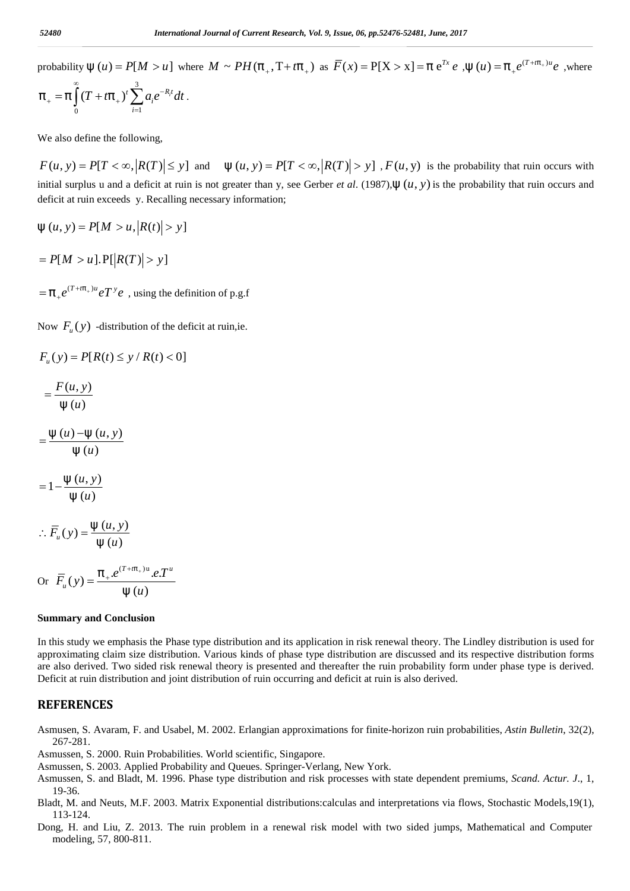probability $\psi(u) = P[M > u]$ where $M \sim PH(\pi_+, T + t\pi_+)$ as $\bar{F}(x) = P[X > x] = \pi e^{Tx} e$, $\psi(u) = \pi_+ e^{(T+t\pi_+)u} e$, where

$$\pi_+ = \pi \int_0^\infty (T + t\pi_+)^t \sum_{i=1}^3 a_i e^{-R_i t} dt.$$

We also define the following,

$F(u, y) = P[T < \infty, |R(T)| \le y]$ and $\psi(u, y) = P[T < \infty, |R(T)| > y]$, $F(u, y)$ is the probability that ruin occurs with initial surplus u and a deficit at ruin is not greater than y, see Gerber *et al*. (1987), $\psi(u, y)$ is the probability that ruin occurs and deficit at ruin exceeds y. Recalling necessary information;

$$\psi(u, y) = P[M > u, |R(t)| > y]$$

$$= P[M > u].P[|R(T)| > y]$$

$= \pi_+ e^{(T+t\pi_+)u} e T^y e$, using the definition of p.g.f

Now $F_u(y)$ -distribution of the deficit at ruin,ie.

$$F_u(y) = P[R(t) \le y / R(t) < 0]$$

$$= \frac{F(u, y)}{\psi(u)}$$

$$= \frac{\psi(u) - \psi(u, y)}{\psi(u)}$$

$$= 1 - \frac{\psi(u, y)}{\psi(u)}$$

$$\therefore \bar{F}_u(y) = \frac{\psi(u, y)}{\psi(u)}$$

Or $\bar{F}_u(y) = \dfrac{\pi_+ . e^{(T+t\pi_+)u} . e . T^u}{\psi(u)}$

**Summary and Conclusion**

In this study we emphasis the Phase type distribution and its application in risk renewal theory. The Lindley distribution is used for approximating claim size distribution. Various kinds of phase type distribution are discussed and its respective distribution forms are also derived. Two sided risk renewal theory is presented and thereafter the ruin probability form under phase type is derived. Deficit at ruin distribution and joint distribution of ruin occurring and deficit at ruin is also derived.

## REFERENCES

Asmusen, S. Avaram, F. and Usabel, M. 2002. Erlangian approximations for finite-horizon ruin probabilities, *Astin Bulletin*, 32(2), 267-281.

Asmussen, S. 2000. Ruin Probabilities. World scientific, Singapore.

Asmussen, S. 2003. Applied Probability and Queues. Springer-Verlang, New York.

Asmussen, S. and Bladt, M. 1996. Phase type distribution and risk processes with state dependent premiums, *Scand. Actur. J*., 1, 19-36.

Bladt, M. and Neuts, M.F. 2003. Matrix Exponential distributions:calculas and interpretations via flows, Stochastic Models,19(1), 113-124.

Dong, H. and Liu, Z. 2013. The ruin problem in a renewal risk model with two sided jumps, Mathematical and Computer modeling, 57, 800-811.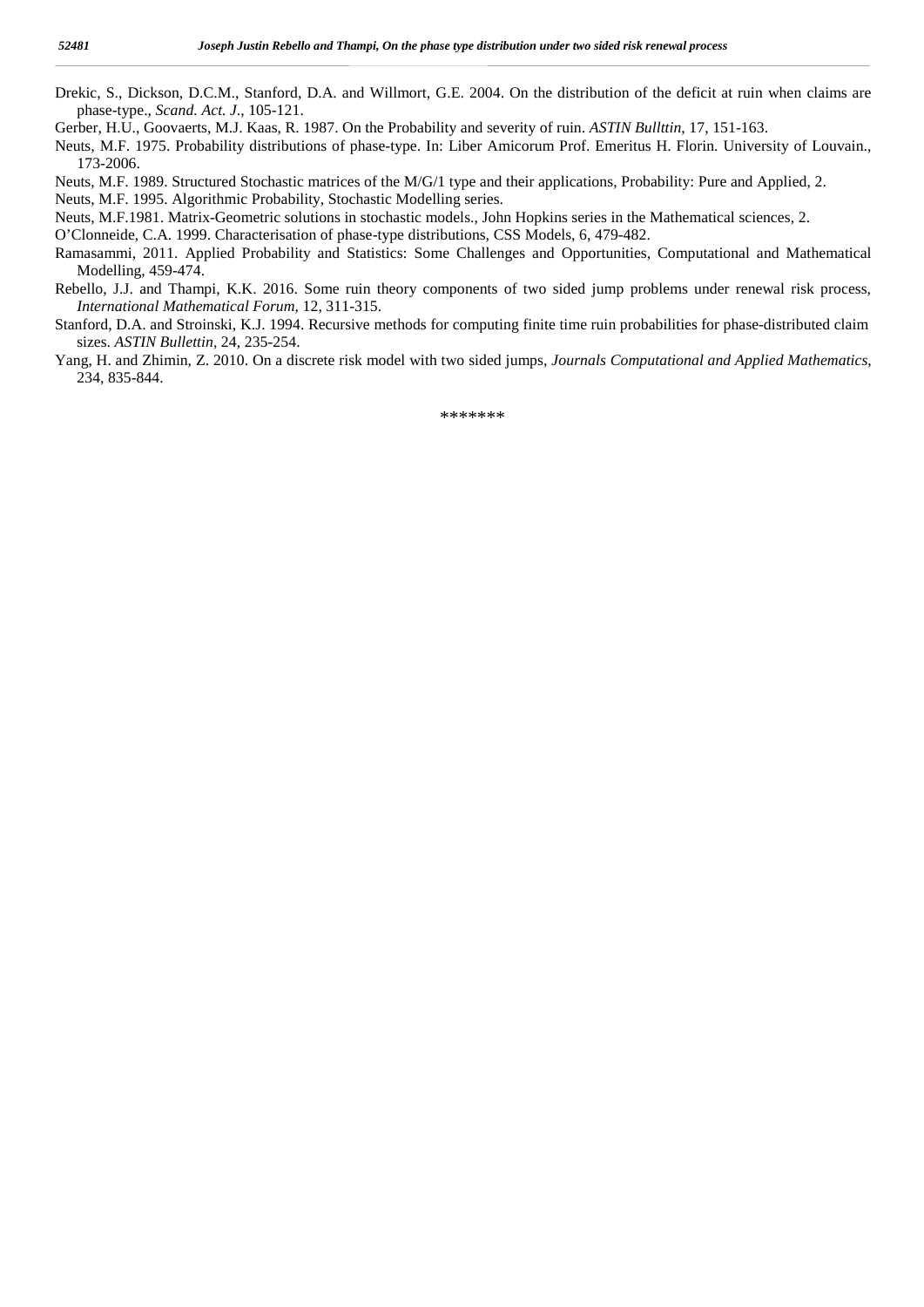Drekic, S., Dickson, D.C.M., Stanford, D.A. and Willmort, G.E. 2004. On the distribution of the deficit at ruin when claims are phase-type., *Scand. Act. J*., 105-121.

Gerber, H.U., Goovaerts, M.J. Kaas, R. 1987. On the Probability and severity of ruin. *ASTIN Bullttin*, 17, 151-163.

Neuts, M.F. 1975. Probability distributions of phase-type. In: Liber Amicorum Prof. Emeritus H. Florin. University of Louvain., 173-2006.

Neuts, M.F. 1989. Structured Stochastic matrices of the M/G/1 type and their applications, Probability: Pure and Applied, 2.

Neuts, M.F. 1995. Algorithmic Probability, Stochastic Modelling series.

Neuts, M.F.1981. Matrix-Geometric solutions in stochastic models., John Hopkins series in the Mathematical sciences, 2.

O'Clonneide, C.A. 1999. Characterisation of phase-type distributions, CSS Models, 6, 479-482.

Ramasammi, 2011. Applied Probability and Statistics: Some Challenges and Opportunities, Computational and Mathematical Modelling, 459-474.

Rebello, J.J. and Thampi, K.K. 2016. Some ruin theory components of two sided jump problems under renewal risk process, *International Mathematical Forum*, 12, 311-315.

Stanford, D.A. and Stroinski, K.J. 1994. Recursive methods for computing finite time ruin probabilities for phase-distributed claim sizes. *ASTIN Bullettin*, 24, 235-254.

Yang, H. and Zhimin, Z. 2010. On a discrete risk model with two sided jumps, *Journals Computational and Applied Mathematics*, 234, 835-844.

*******